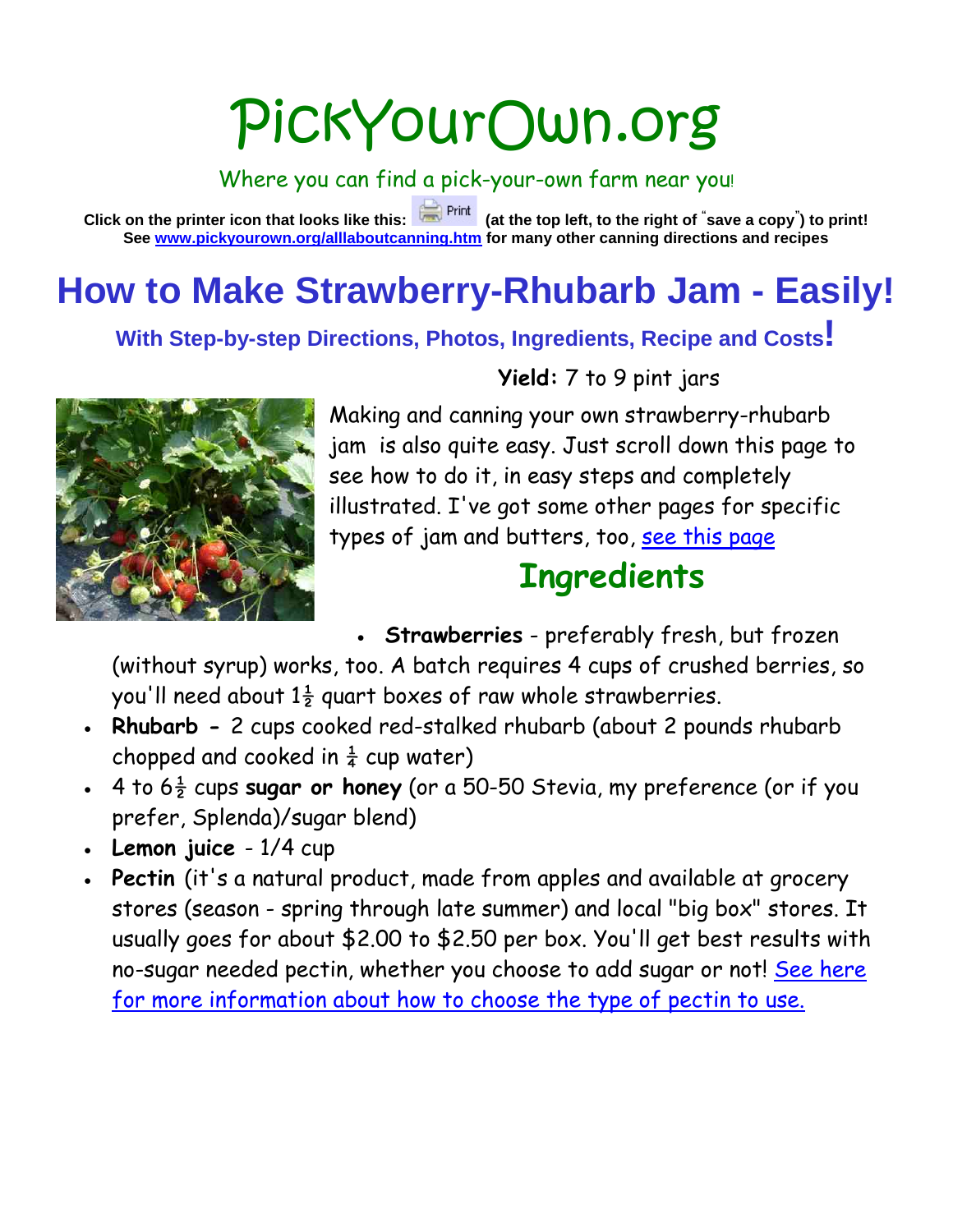# PickYourOwn.org

Where you can find a pick-your-own farm near you!

**Click on the printer icon that looks like this: Print (at the top left, to the right of "save a copy") to print!**
**See [www.pickyourown.org/alllaboutcanning.htm](www.pickyourown.org/alllaboutcanning.htm) for many other canning directions and recipes**

# How to Make Strawberry-Rhubarb Jam - Easily!

### With Step-by-step Directions, Photos, Ingredients, Recipe and Costs!

**Yield:** 7 to 9 pint jars

Making and canning your own strawberry-rhubarb jam is also quite easy. Just scroll down this page to see how to do it, in easy steps and completely illustrated. I've got some other pages for specific types of jam and butters, too, [see this page](see this page)

## Ingredients

- **Strawberries** - preferably fresh, but frozen (without syrup) works, too. A batch requires 4 cups of crushed berries, so you'll need about 1½ quart boxes of raw whole strawberries.
- **Rhubarb -** 2 cups cooked red-stalked rhubarb (about 2 pounds rhubarb chopped and cooked in ¼ cup water)
- 4 to 6½ cups **sugar or honey** (or a 50-50 Stevia, my preference (or if you prefer, Splenda)/sugar blend)
- **Lemon juice** - 1/4 cup
- **Pectin** (it's a natural product, made from apples and available at grocery stores (season - spring through late summer) and local "big box" stores. It usually goes for about $2.00 to $2.50 per box. You'll get best results with no-sugar needed pectin, whether you choose to add sugar or not! [See here for more information about how to choose the type of pectin to use.](See here for more information about how to choose the type of pectin to use.)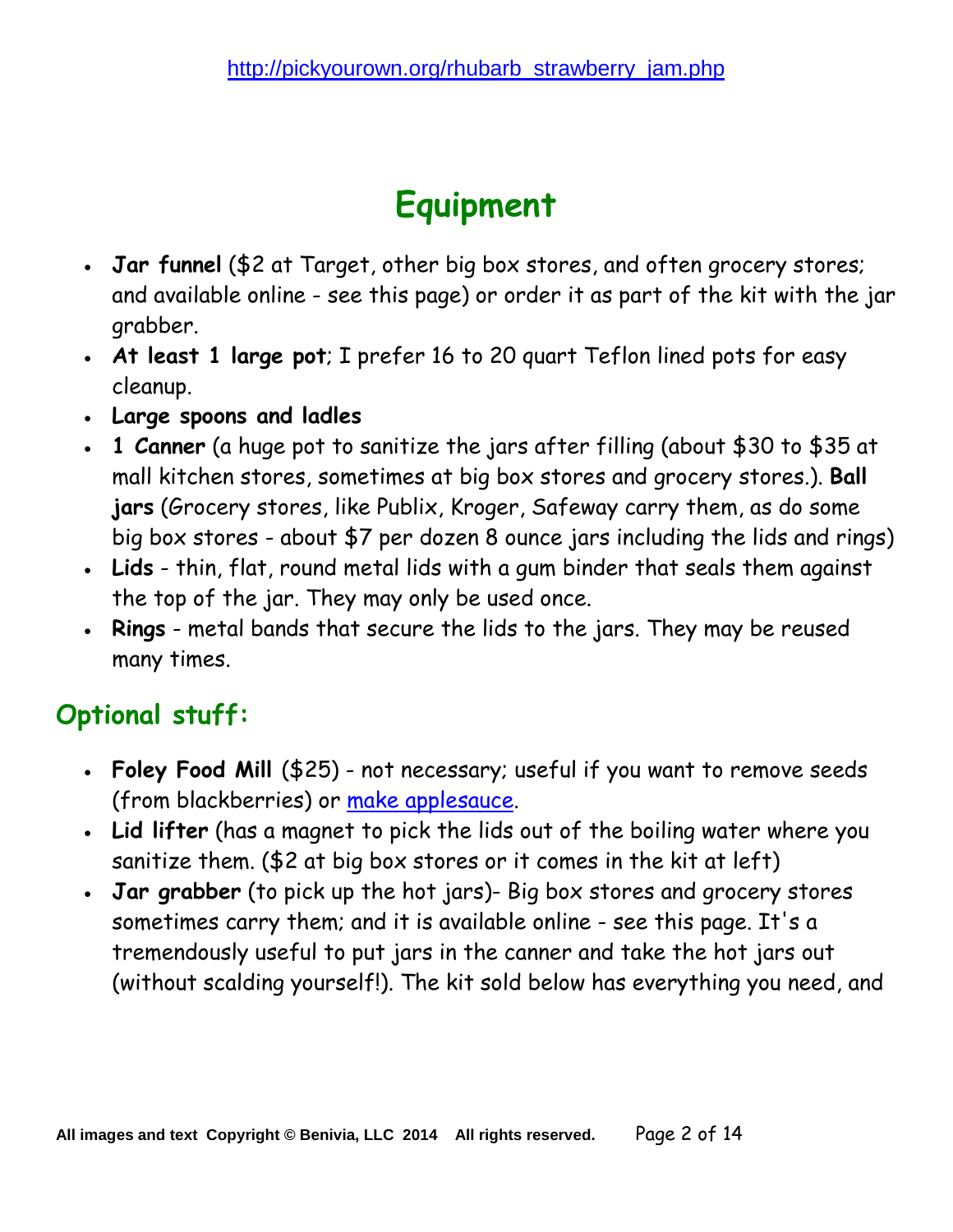# Equipment

- **Jar funnel** ($2 at Target, other big box stores, and often grocery stores; and available online - see this page) or order it as part of the kit with the jar grabber.
- **At least 1 large pot**; I prefer 16 to 20 quart Teflon lined pots for easy cleanup.
- **Large spoons and ladles**
- **1 Canner** (a huge pot to sanitize the jars after filling (about $30 to $35 at mall kitchen stores, sometimes at big box stores and grocery stores.). **Ball jars** (Grocery stores, like Publix, Kroger, Safeway carry them, as do some big box stores - about $7 per dozen 8 ounce jars including the lids and rings)
- **Lids** - thin, flat, round metal lids with a gum binder that seals them against the top of the jar. They may only be used once.
- **Rings** - metal bands that secure the lids to the jars. They may be reused many times.

## Optional stuff:

- **Foley Food Mill** ($25) - not necessary; useful if you want to remove seeds (from blackberries) or make applesauce.
- **Lid lifter** (has a magnet to pick the lids out of the boiling water where you sanitize them. ($2 at big box stores or it comes in the kit at left)
- **Jar grabber** (to pick up the hot jars)- Big box stores and grocery stores sometimes carry them; and it is available online - see this page. It's a tremendously useful to put jars in the canner and take the hot jars out (without scalding yourself!). The kit sold below has everything you need, and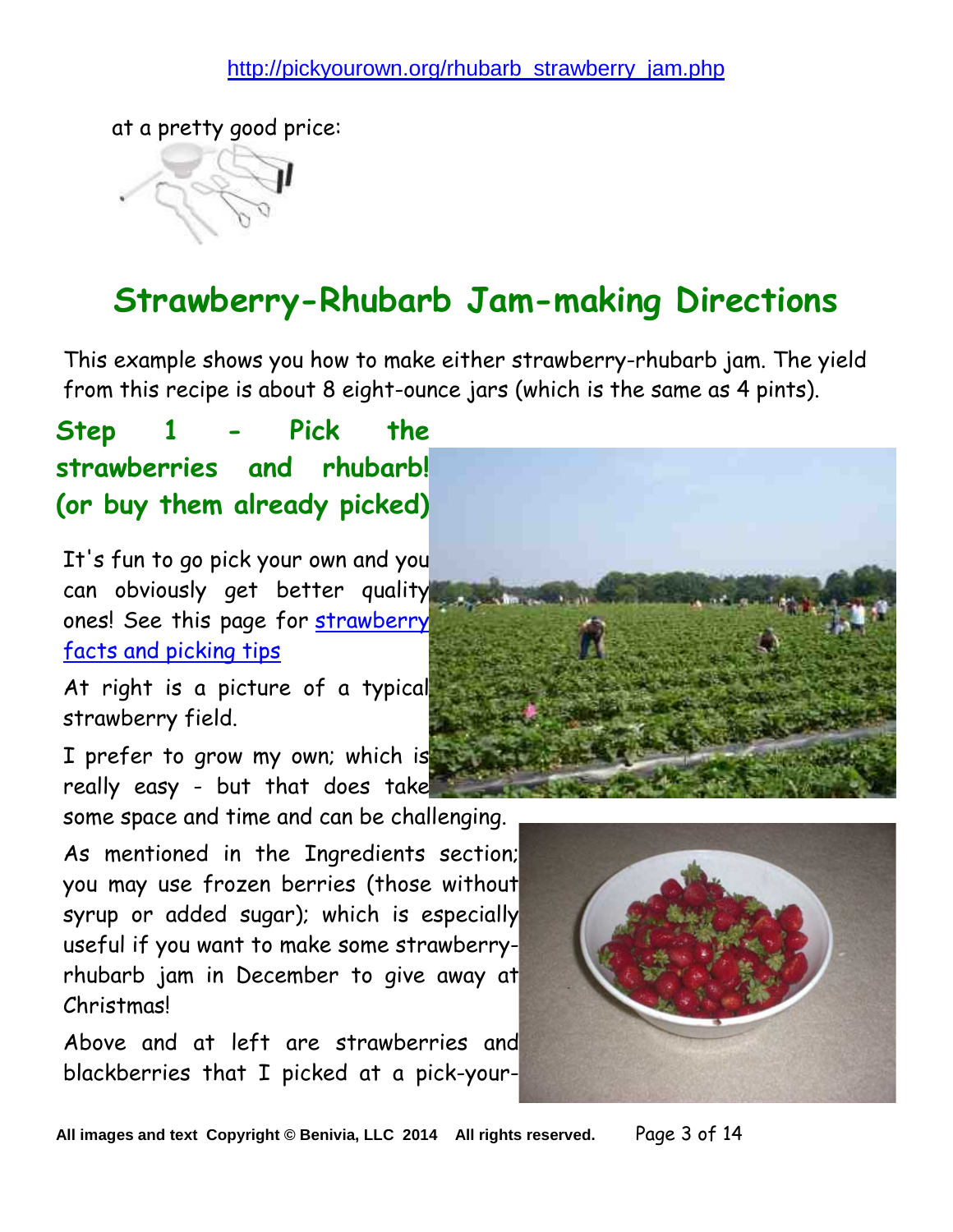at a pretty good price:

## Strawberry-Rhubarb Jam-making Directions

This example shows you how to make either strawberry-rhubarb jam. The yield from this recipe is about 8 eight-ounce jars (which is the same as 4 pints).

### Step 1 - Pick the strawberries and rhubarb! (or buy them already picked)

It's fun to go pick your own and you can obviously get better quality ones! See this page for strawberry facts and picking tips

At right is a picture of a typical strawberry field.

I prefer to grow my own; which is really easy - but that does take some space and time and can be challenging.

As mentioned in the Ingredients section; you may use frozen berries (those without syrup or added sugar); which is especially useful if you want to make some strawberry-rhubarb jam in December to give away at Christmas!

Above and at left are strawberries and blackberries that I picked at a pick-your-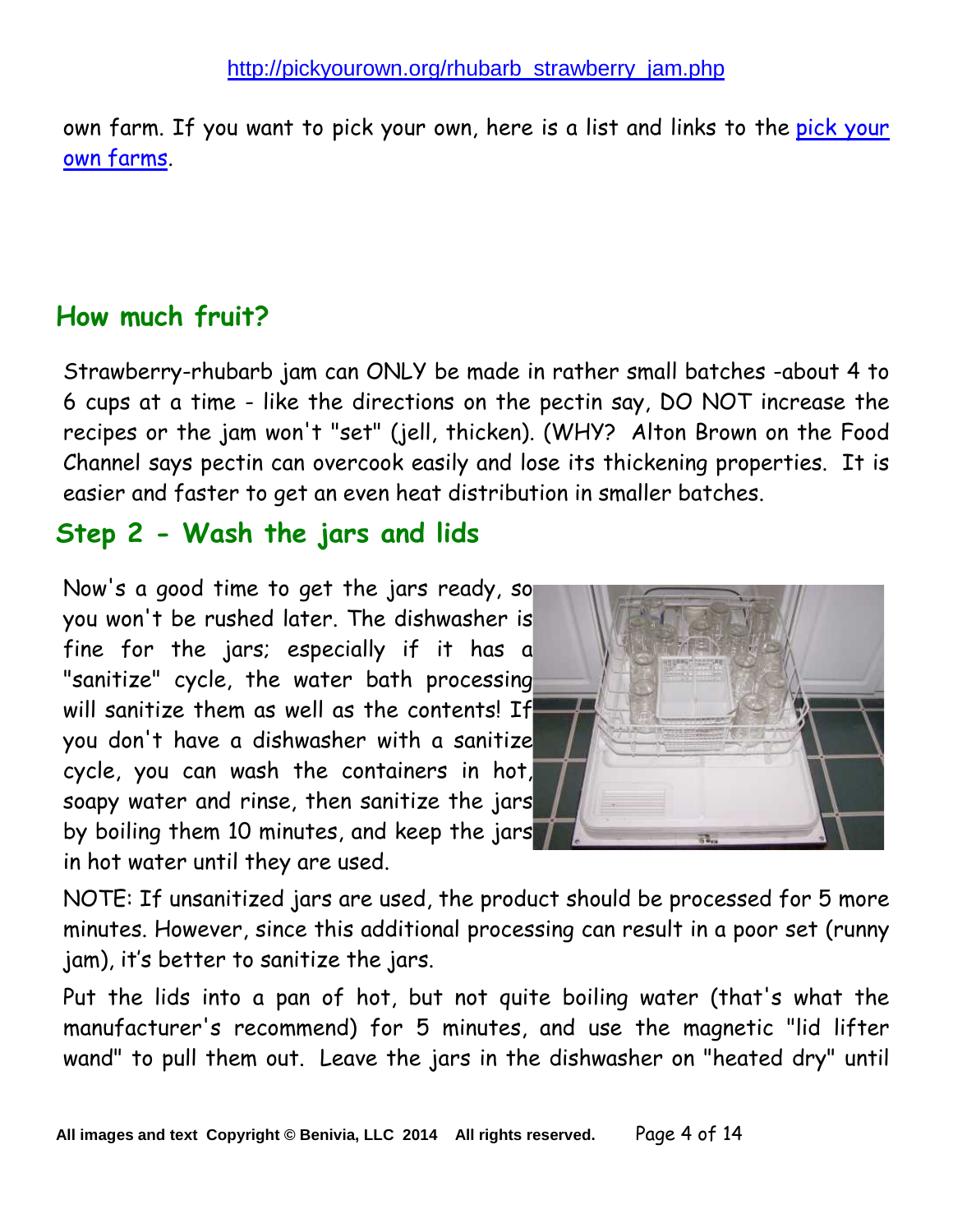own farm. If you want to pick your own, here is a list and links to the pick your own farms.

## How much fruit?

Strawberry-rhubarb jam can ONLY be made in rather small batches -about 4 to 6 cups at a time - like the directions on the pectin say, DO NOT increase the recipes or the jam won't "set" (jell, thicken). (WHY? Alton Brown on the Food Channel says pectin can overcook easily and lose its thickening properties. It is easier and faster to get an even heat distribution in smaller batches.

## Step 2 - Wash the jars and lids

Now's a good time to get the jars ready, so you won't be rushed later. The dishwasher is fine for the jars; especially if it has a "sanitize" cycle, the water bath processing will sanitize them as well as the contents! If you don't have a dishwasher with a sanitize cycle, you can wash the containers in hot, soapy water and rinse, then sanitize the jars by boiling them 10 minutes, and keep the jars in hot water until they are used.

NOTE: If unsanitized jars are used, the product should be processed for 5 more minutes. However, since this additional processing can result in a poor set (runny jam), it's better to sanitize the jars.

Put the lids into a pan of hot, but not quite boiling water (that's what the manufacturer's recommend) for 5 minutes, and use the magnetic "lid lifter wand" to pull them out. Leave the jars in the dishwasher on "heated dry" until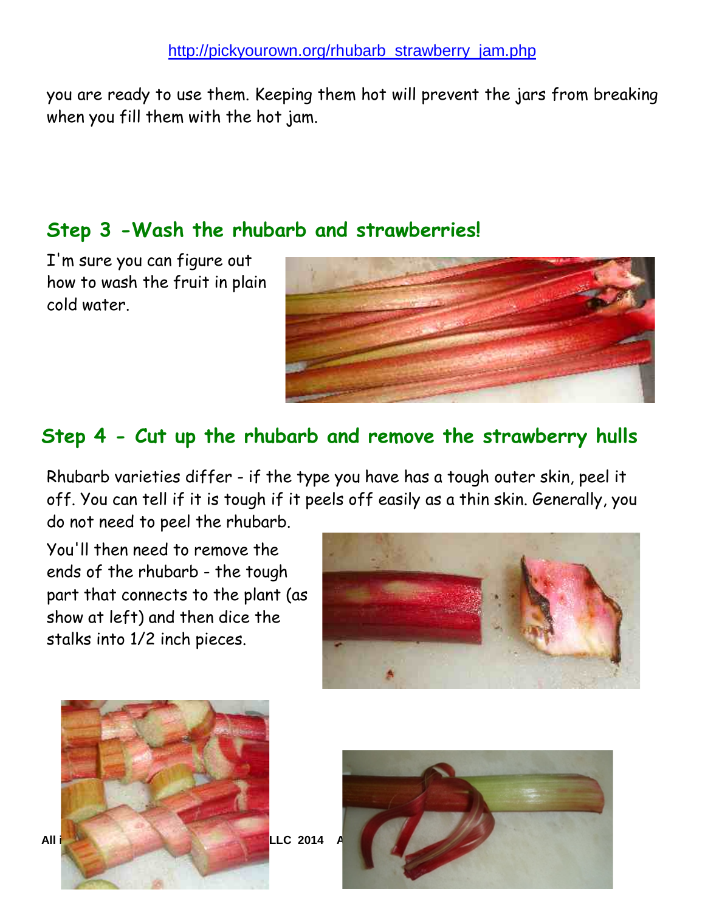you are ready to use them. Keeping them hot will prevent the jars from breaking when you fill them with the hot jam.

## Step 3 -Wash the rhubarb and strawberries!

I'm sure you can figure out how to wash the fruit in plain cold water.

## Step 4 - Cut up the rhubarb and remove the strawberry hulls

Rhubarb varieties differ - if the type you have has a tough outer skin, peel it off. You can tell if it is tough if it peels off easily as a thin skin. Generally, you do not need to peel the rhubarb.

You'll then need to remove the ends of the rhubarb - the tough part that connects to the plant (as show at left) and then dice the stalks into 1/2 inch pieces.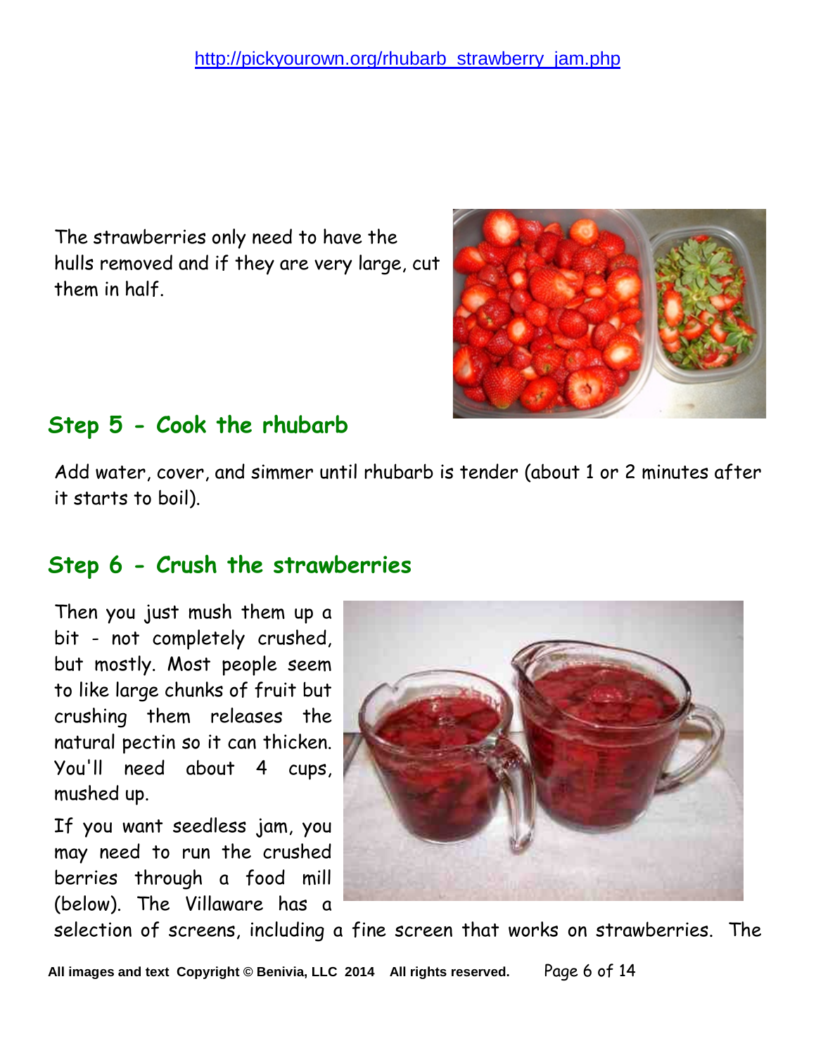The strawberries only need to have the hulls removed and if they are very large, cut them in half.

## Step 5 - Cook the rhubarb

Add water, cover, and simmer until rhubarb is tender (about 1 or 2 minutes after it starts to boil).

## Step 6 - Crush the strawberries

Then you just mush them up a bit - not completely crushed, but mostly. Most people seem to like large chunks of fruit but crushing them releases the natural pectin so it can thicken. You'll need about 4 cups, mushed up.

If you want seedless jam, you may need to run the crushed berries through a food mill (below). The Villaware has a selection of screens, including a fine screen that works on strawberries. The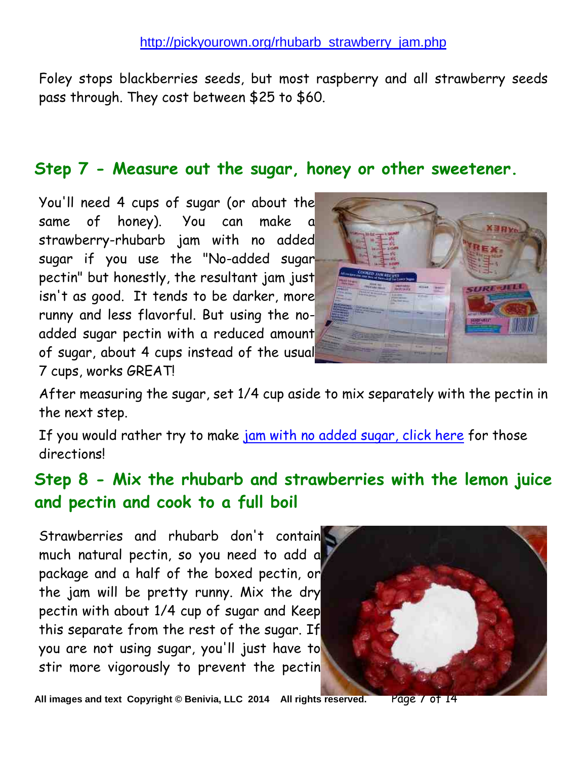http://pickyourown.org/rhubarb_strawberry_jam.php

Foley stops blackberries seeds, but most raspberry and all strawberry seeds pass through. They cost between $25 to $60.

## Step 7 - Measure out the sugar, honey or other sweetener.

You'll need 4 cups of sugar (or about the same of honey). You can make a strawberry-rhubarb jam with no added sugar if you use the "No-added sugar pectin" but honestly, the resultant jam just isn't as good. It tends to be darker, more runny and less flavorful. But using the no-added sugar pectin with a reduced amount of sugar, about 4 cups instead of the usual 7 cups, works GREAT!

After measuring the sugar, set 1/4 cup aside to mix separately with the pectin in the next step.

If you would rather try to make jam with no added sugar, click here for those directions!

## Step 8 - Mix the rhubarb and strawberries with the lemon juice and pectin and cook to a full boil

Strawberries and rhubarb don't contain much natural pectin, so you need to add a package and a half of the boxed pectin, or the jam will be pretty runny. Mix the dry pectin with about 1/4 cup of sugar and Keep this separate from the rest of the sugar. If you are not using sugar, you'll just have to stir more vigorously to prevent the pectin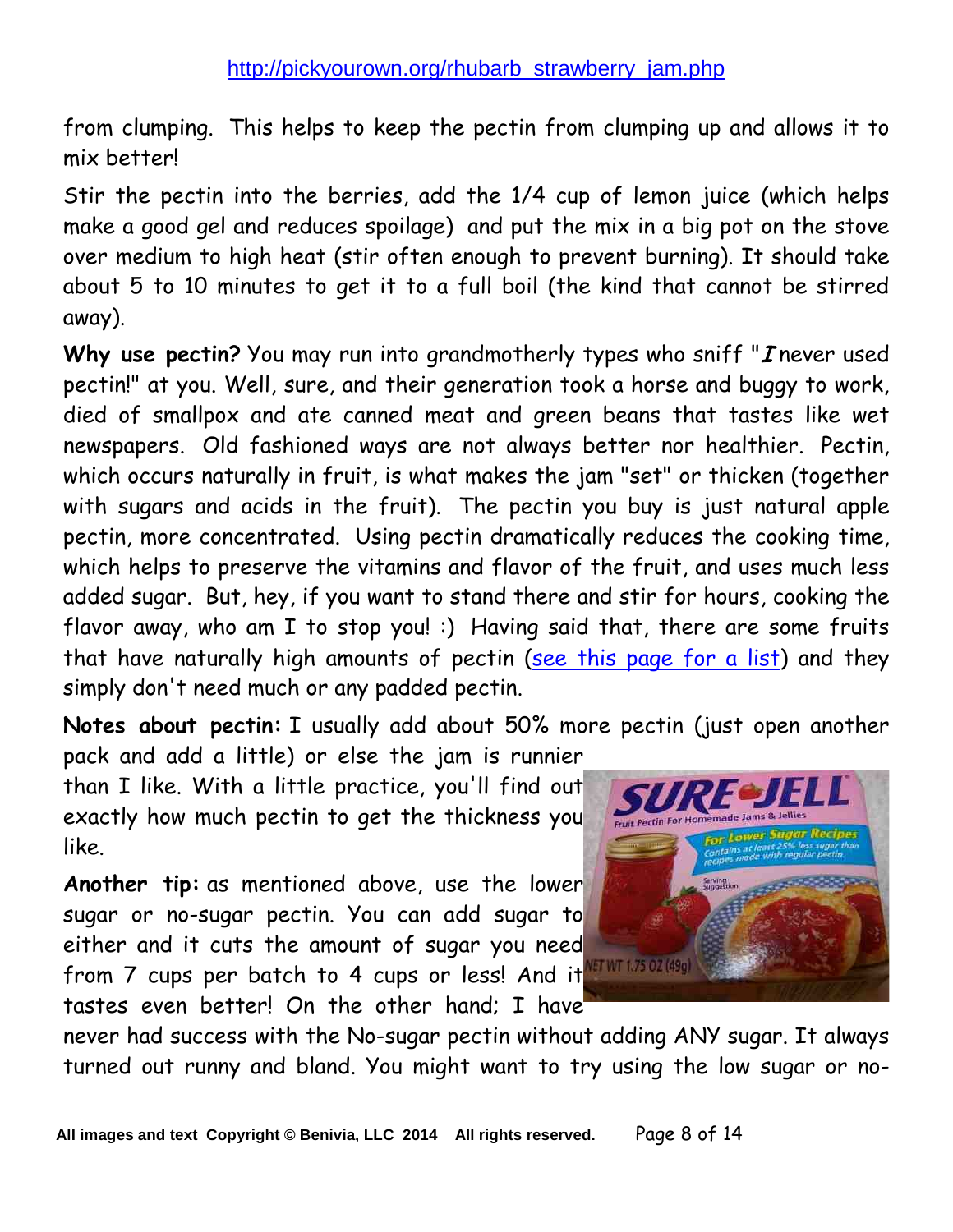from clumping. This helps to keep the pectin from clumping up and allows it to mix better!

Stir the pectin into the berries, add the 1/4 cup of lemon juice (which helps make a good gel and reduces spoilage) and put the mix in a big pot on the stove over medium to high heat (stir often enough to prevent burning). It should take about 5 to 10 minutes to get it to a full boil (the kind that cannot be stirred away).

**Why use pectin?** You may run into grandmotherly types who sniff "***I*** never used pectin!" at you. Well, sure, and their generation took a horse and buggy to work, died of smallpox and ate canned meat and green beans that tastes like wet newspapers. Old fashioned ways are not always better nor healthier. Pectin, which occurs naturally in fruit, is what makes the jam "set" or thicken (together with sugars and acids in the fruit). The pectin you buy is just natural apple pectin, more concentrated. Using pectin dramatically reduces the cooking time, which helps to preserve the vitamins and flavor of the fruit, and uses much less added sugar. But, hey, if you want to stand there and stir for hours, cooking the flavor away, who am I to stop you! :) Having said that, there are some fruits that have naturally high amounts of pectin (see this page for a list) and they simply don't need much or any padded pectin.

**Notes about pectin:** I usually add about 50% more pectin (just open another pack and add a little) or else the jam is runnier than I like. With a little practice, you'll find out exactly how much pectin to get the thickness you like.

**Another tip:** as mentioned above, use the lower sugar or no-sugar pectin. You can add sugar to either and it cuts the amount of sugar you need from 7 cups per batch to 4 cups or less! And it tastes even better! On the other hand; I have never had success with the No-sugar pectin without adding ANY sugar. It always turned out runny and bland. You might want to try using the low sugar or no-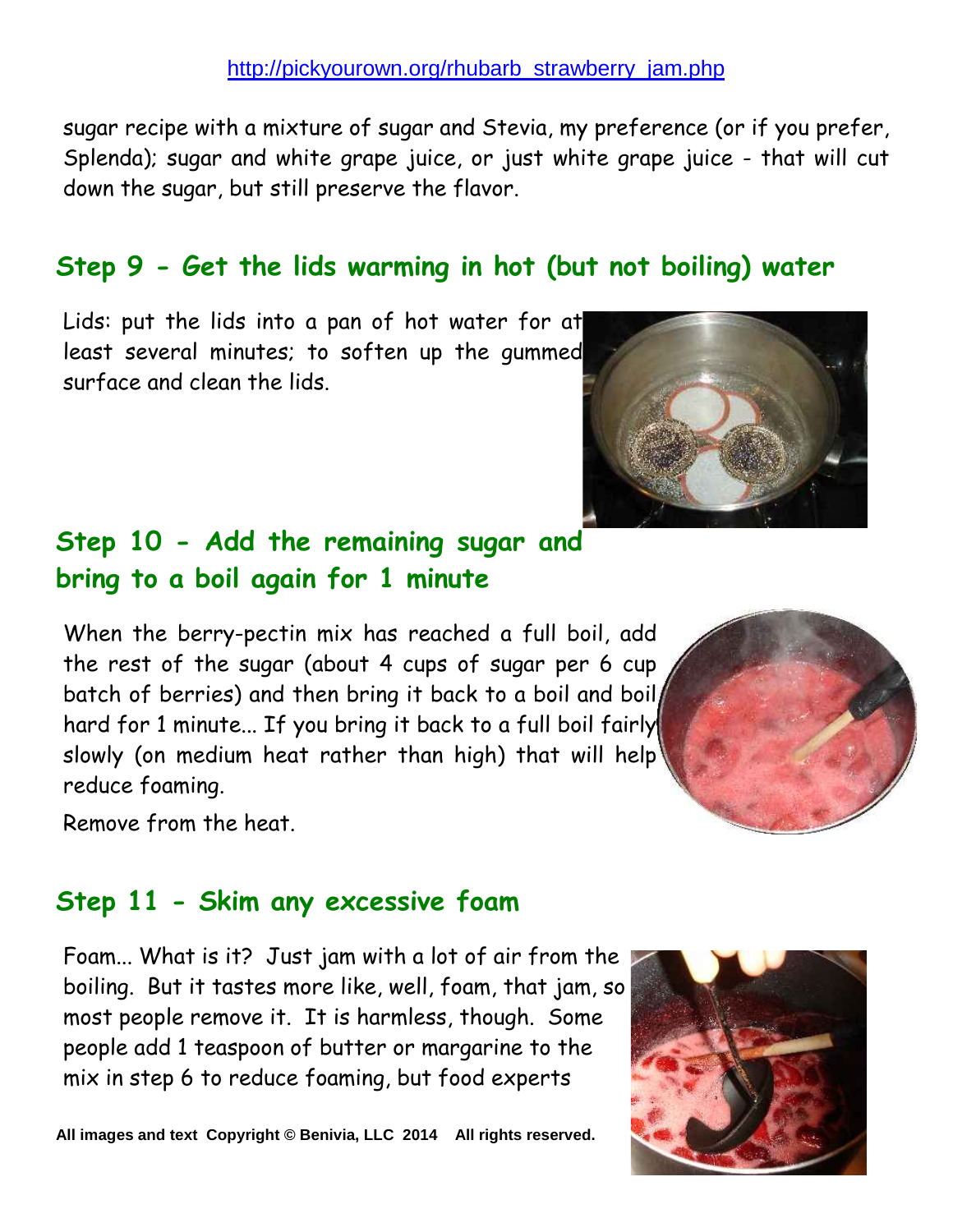sugar recipe with a mixture of sugar and Stevia, my preference (or if you prefer, Splenda); sugar and white grape juice, or just white grape juice - that will cut down the sugar, but still preserve the flavor.

## Step 9 - Get the lids warming in hot (but not boiling) water

Lids: put the lids into a pan of hot water for at least several minutes; to soften up the gummed surface and clean the lids.

## Step 10 - Add the remaining sugar and bring to a boil again for 1 minute

When the berry-pectin mix has reached a full boil, add the rest of the sugar (about 4 cups of sugar per 6 cup batch of berries) and then bring it back to a boil and boil hard for 1 minute... If you bring it back to a full boil fairly slowly (on medium heat rather than high) that will help reduce foaming.

Remove from the heat.

## Step 11 - Skim any excessive foam

Foam... What is it? Just jam with a lot of air from the boiling. But it tastes more like, well, foam, that jam, so most people remove it. It is harmless, though. Some people add 1 teaspoon of butter or margarine to the mix in step 6 to reduce foaming, but food experts

All images and text Copyright © Benivia, LLC 2014 All rights reserved.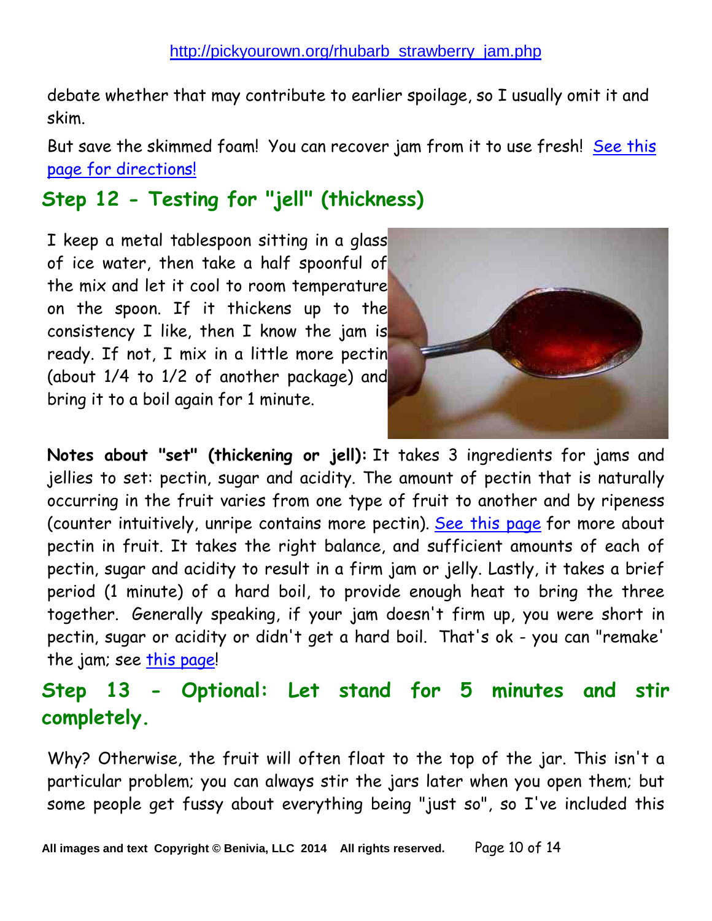debate whether that may contribute to earlier spoilage, so I usually omit it and skim.

But save the skimmed foam! You can recover jam from it to use fresh! See this page for directions!

## Step 12 - Testing for "jell" (thickness)

I keep a metal tablespoon sitting in a glass of ice water, then take a half spoonful of the mix and let it cool to room temperature on the spoon. If it thickens up to the consistency I like, then I know the jam is ready. If not, I mix in a little more pectin (about 1/4 to 1/2 of another package) and bring it to a boil again for 1 minute.

**Notes about "set" (thickening or jell):** It takes 3 ingredients for jams and jellies to set: pectin, sugar and acidity. The amount of pectin that is naturally occurring in the fruit varies from one type of fruit to another and by ripeness (counter intuitively, unripe contains more pectin). See this page for more about pectin in fruit. It takes the right balance, and sufficient amounts of each of pectin, sugar and acidity to result in a firm jam or jelly. Lastly, it takes a brief period (1 minute) of a hard boil, to provide enough heat to bring the three together. Generally speaking, if your jam doesn't firm up, you were short in pectin, sugar or acidity or didn't get a hard boil. That's ok - you can "remake' the jam; see this page!

## Step 13 - Optional: Let stand for 5 minutes and stir completely.

Why? Otherwise, the fruit will often float to the top of the jar. This isn't a particular problem; you can always stir the jars later when you open them; but some people get fussy about everything being "just so", so I've included this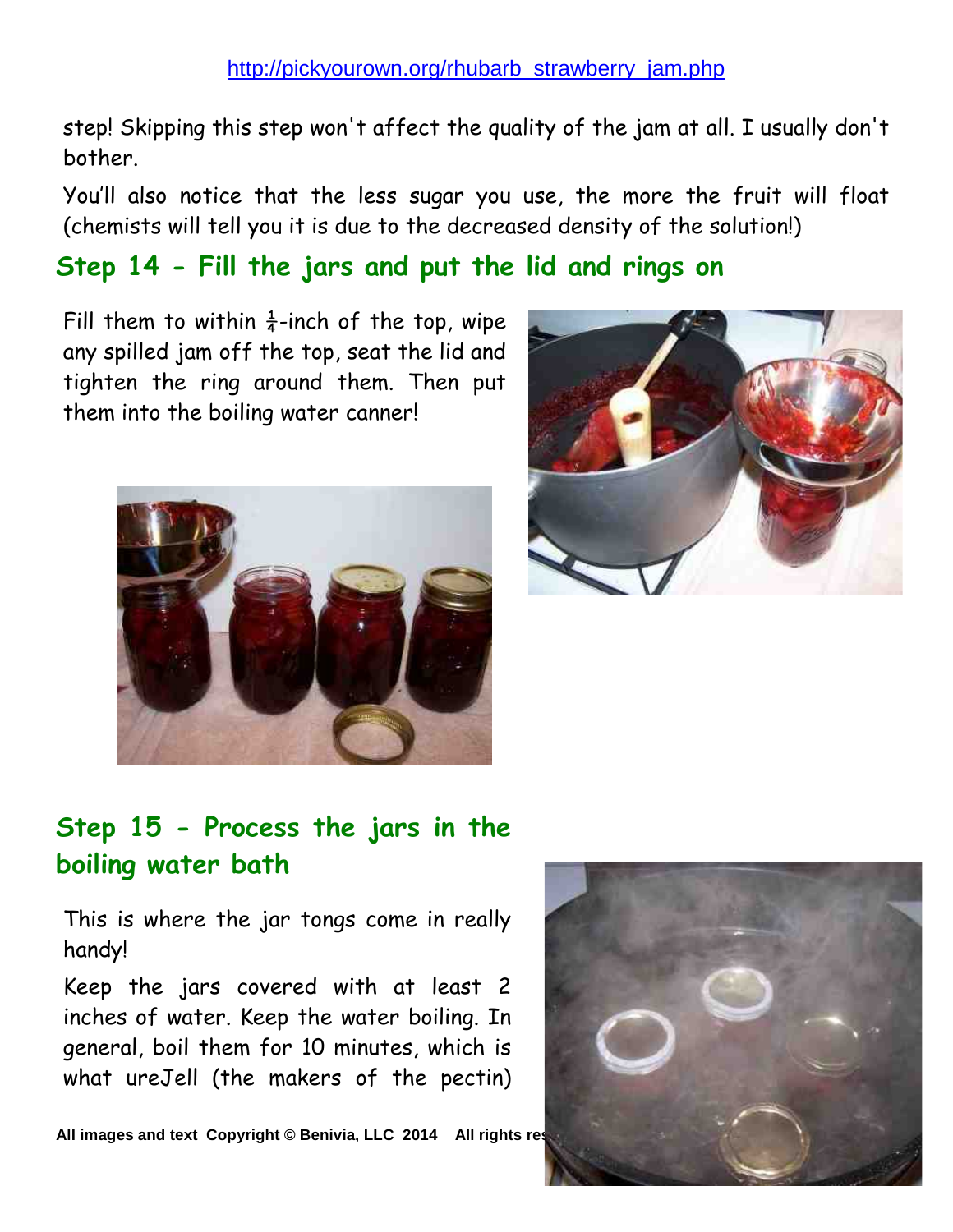step! Skipping this step won't affect the quality of the jam at all. I usually don't bother.

You'll also notice that the less sugar you use, the more the fruit will float (chemists will tell you it is due to the decreased density of the solution!)

## Step 14 - Fill the jars and put the lid and rings on

Fill them to within ¼-inch of the top, wipe any spilled jam off the top, seat the lid and tighten the ring around them. Then put them into the boiling water canner!

## Step 15 - Process the jars in the boiling water bath

This is where the jar tongs come in really handy!

Keep the jars covered with at least 2 inches of water. Keep the water boiling. In general, boil them for 10 minutes, which is what ureJell (the makers of the pectin)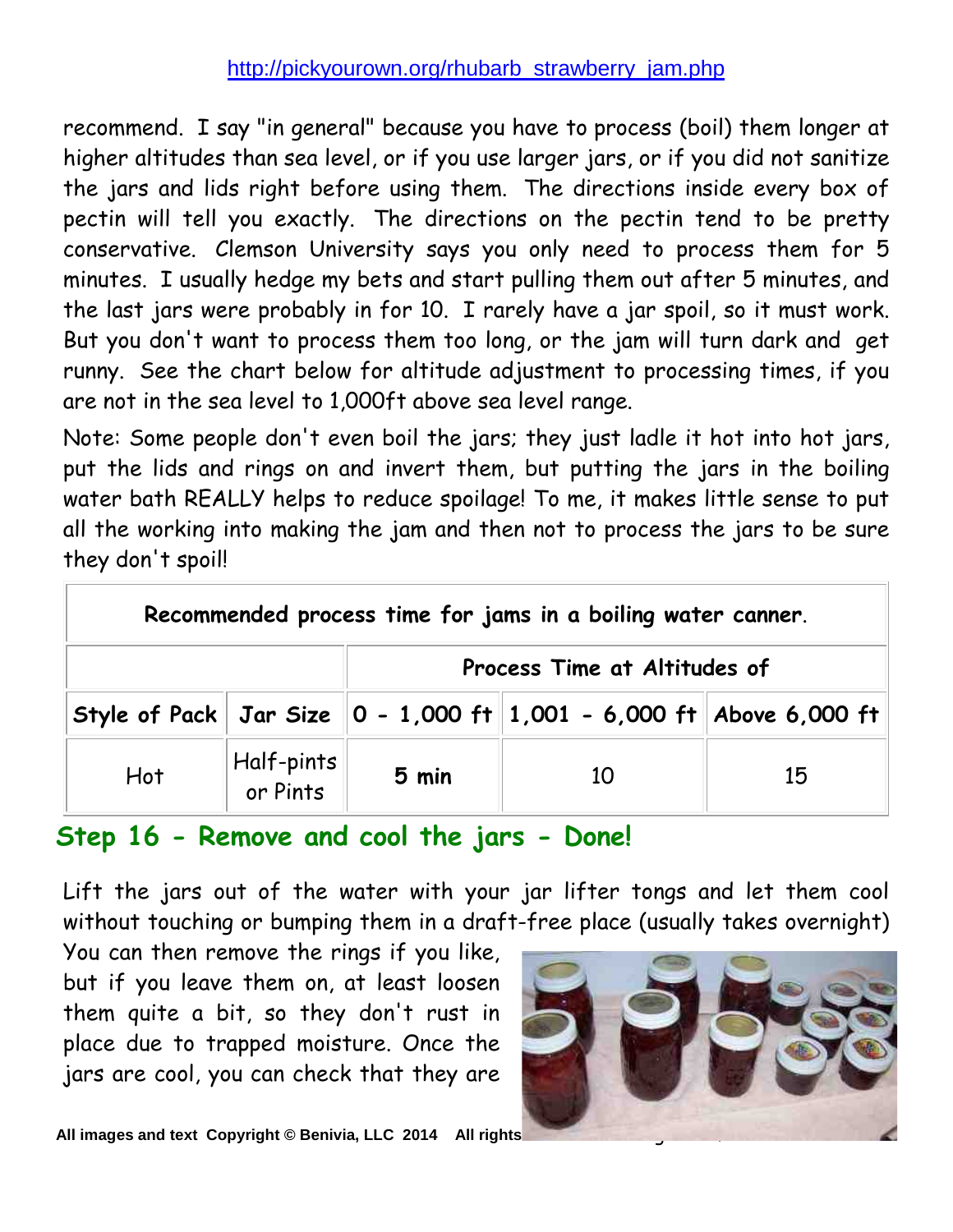recommend. I say "in general" because you have to process (boil) them longer at higher altitudes than sea level, or if you use larger jars, or if you did not sanitize the jars and lids right before using them. The directions inside every box of pectin will tell you exactly. The directions on the pectin tend to be pretty conservative. Clemson University says you only need to process them for 5 minutes. I usually hedge my bets and start pulling them out after 5 minutes, and the last jars were probably in for 10. I rarely have a jar spoil, so it must work. But you don't want to process them too long, or the jam will turn dark and get runny. See the chart below for altitude adjustment to processing times, if you are not in the sea level to 1,000ft above sea level range.

Note: Some people don't even boil the jars; they just ladle it hot into hot jars, put the lids and rings on and invert them, but putting the jars in the boiling water bath REALLY helps to reduce spoilage! To me, it makes little sense to put all the working into making the jam and then not to process the jars to be sure they don't spoil!

**Recommended process time for jams in a boiling water canner.**

| | | Process Time at Altitudes of | | |
|---|---|---|---|---|
| **Style of Pack** | **Jar Size** | **0 - 1,000 ft** | **1,001 - 6,000 ft** | **Above 6,000 ft** |
| Hot | Half-pints or Pints | **5 min** | 10 | 15 |

## Step 16 - Remove and cool the jars - Done!

Lift the jars out of the water with your jar lifter tongs and let them cool without touching or bumping them in a draft-free place (usually takes overnight) You can then remove the rings if you like, but if you leave them on, at least loosen them quite a bit, so they don't rust in place due to trapped moisture. Once the jars are cool, you can check that they are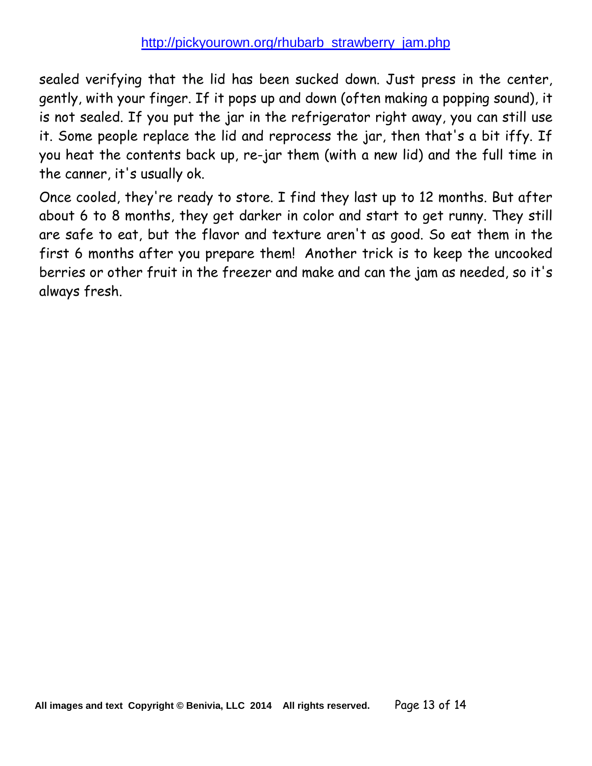sealed verifying that the lid has been sucked down. Just press in the center, gently, with your finger. If it pops up and down (often making a popping sound), it is not sealed. If you put the jar in the refrigerator right away, you can still use it. Some people replace the lid and reprocess the jar, then that's a bit iffy. If you heat the contents back up, re-jar them (with a new lid) and the full time in the canner, it's usually ok.

Once cooled, they're ready to store. I find they last up to 12 months. But after about 6 to 8 months, they get darker in color and start to get runny. They still are safe to eat, but the flavor and texture aren't as good. So eat them in the first 6 months after you prepare them! Another trick is to keep the uncooked berries or other fruit in the freezer and make and can the jam as needed, so it's always fresh.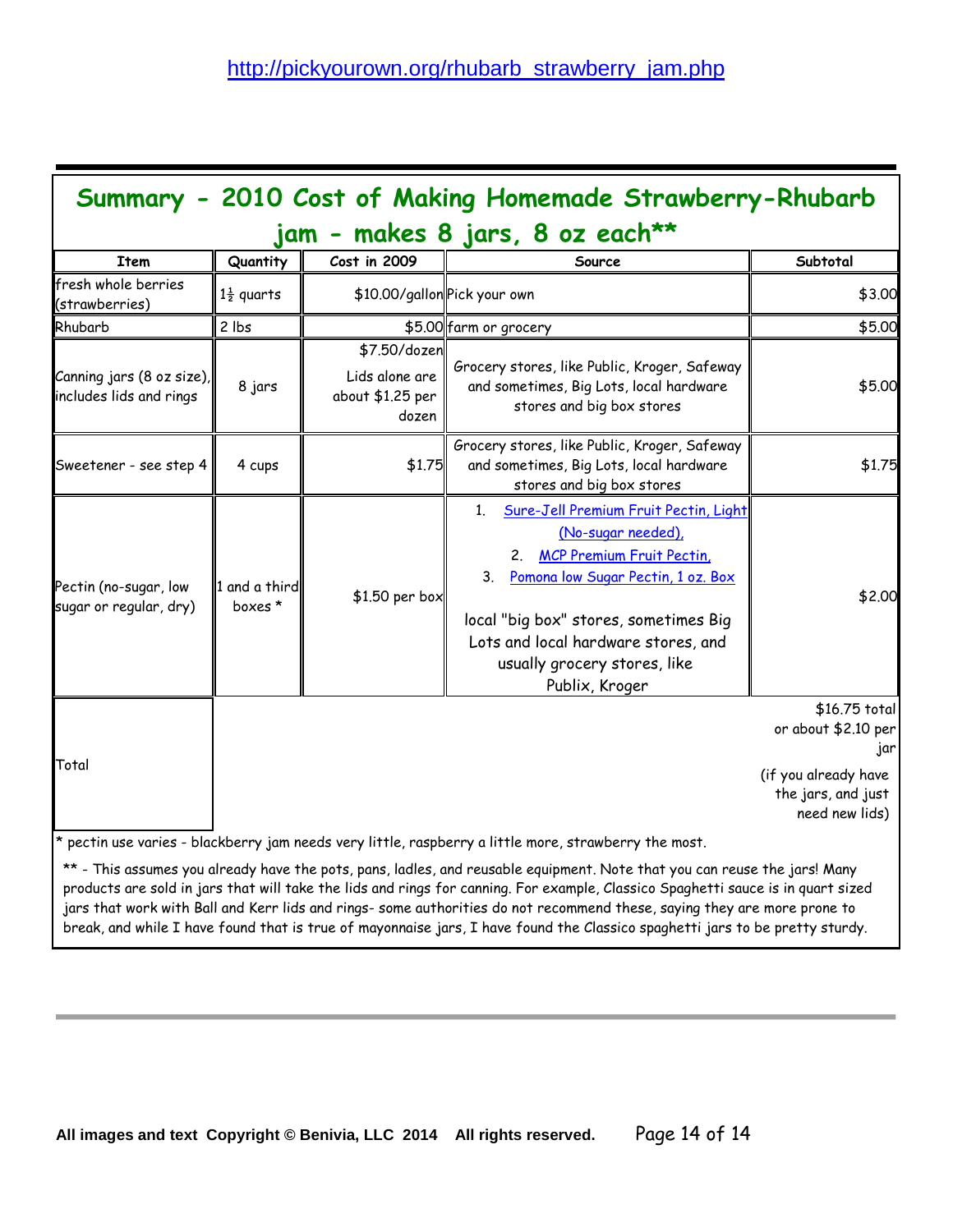http://pickyourown.org/rhubarb_strawberry_jam.php

## Summary - 2010 Cost of Making Homemade Strawberry-Rhubarb jam - makes 8 jars, 8 oz each**

| Item | Quantity | Cost in 2009 | Source | Subtotal |
|---|---|---|---|---|
| fresh whole berries (strawberries) | 1½ quarts | $10.00/gallon | Pick your own | $3.00 |
| Rhubarb | 2 lbs | $5.00 | farm or grocery | $5.00 |
| Canning jars (8 oz size), includes lids and rings | 8 jars | $7.50/dozen Lids alone are about $1.25 per dozen | Grocery stores, like Public, Kroger, Safeway and sometimes, Big Lots, local hardware stores and big box stores | $5.00 |
| Sweetener - see step 4 | 4 cups | $1.75 | Grocery stores, like Public, Kroger, Safeway and sometimes, Big Lots, local hardware stores and big box stores | $1.75 |
| Pectin (no-sugar, low sugar or regular, dry) | 1 and a third boxes * | $1.50 per box | 1. Sure-Jell Premium Fruit Pectin, Light (No-sugar needed), 2. MCP Premium Fruit Pectin, 3. Pomona low Sugar Pectin, 1 oz. Box local "big box" stores, sometimes Big Lots and local hardware stores, and usually grocery stores, like Publix, Kroger | $2.00 |
| Total | | | | $16.75 total or about $2.10 per jar (if you already have the jars, and just need new lids) |

\* pectin use varies - blackberry jam needs very little, raspberry a little more, strawberry the most.

** - This assumes you already have the pots, pans, ladles, and reusable equipment. Note that you can reuse the jars! Many products are sold in jars that will take the lids and rings for canning. For example, Classico Spaghetti sauce is in quart sized jars that work with Ball and Kerr lids and rings- some authorities do not recommend these, saying they are more prone to break, and while I have found that is true of mayonnaise jars, I have found the Classico spaghetti jars to be pretty sturdy.

**All images and text Copyright © Benivia, LLC 2014 All rights reserved.**